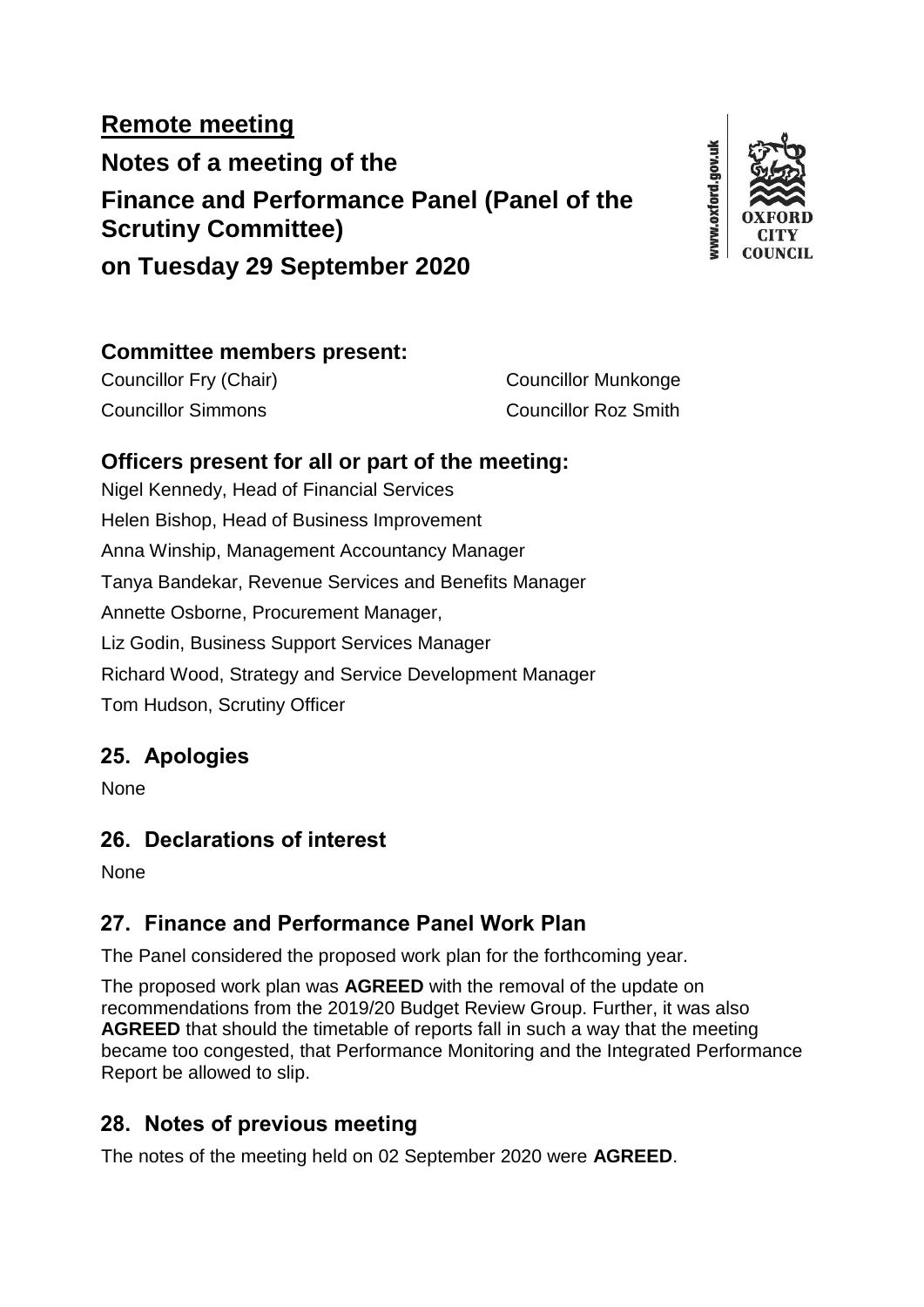## Remote meeting

# Notes of a meeting of the Finance and Performance Panel (Panel of the Scrutiny Committee) on Tuesday 29 September 2020

### Committee members present:

Councillor Fry (Chair)

Councillor Munkonge

Councillor Simmons

Councillor Roz Smith

### Officers present for all or part of the meeting:

Nigel Kennedy, Head of Financial Services

Helen Bishop, Head of Business Improvement

Anna Winship, Management Accountancy Manager

Tanya Bandekar, Revenue Services and Benefits Manager

Annette Osborne, Procurement Manager,

Liz Godin, Business Support Services Manager

Richard Wood, Strategy and Service Development Manager

Tom Hudson, Scrutiny Officer

## 25. Apologies

None

## 26. Declarations of interest

None

## 27. Finance and Performance Panel Work Plan

The Panel considered the proposed work plan for the forthcoming year.

The proposed work plan was **AGREED** with the removal of the update on recommendations from the 2019/20 Budget Review Group. Further, it was also **AGREED** that should the timetable of reports fall in such a way that the meeting became too congested, that Performance Monitoring and the Integrated Performance Report be allowed to slip.

## 28. Notes of previous meeting

The notes of the meeting held on 02 September 2020 were **AGREED**.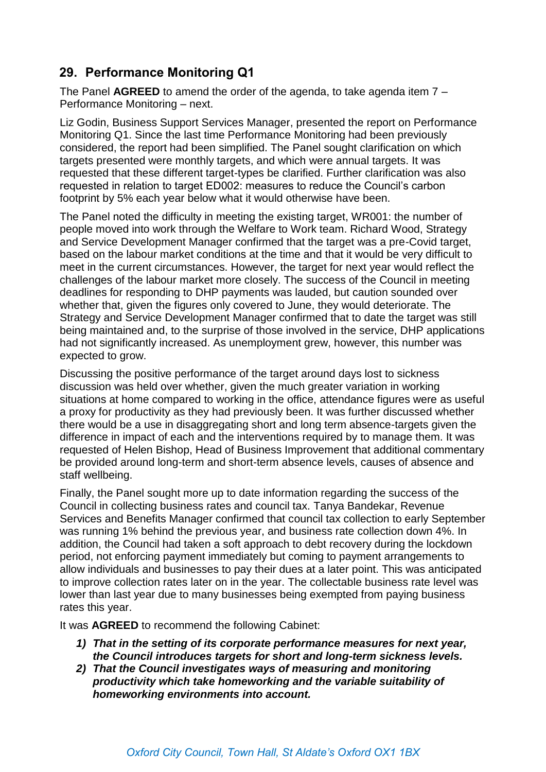## 29. Performance Monitoring Q1

The Panel **AGREED** to amend the order of the agenda, to take agenda item 7 – Performance Monitoring – next.

Liz Godin, Business Support Services Manager, presented the report on Performance Monitoring Q1. Since the last time Performance Monitoring had been previously considered, the report had been simplified. The Panel sought clarification on which targets presented were monthly targets, and which were annual targets. It was requested that these different target-types be clarified. Further clarification was also requested in relation to target ED002: measures to reduce the Council's carbon footprint by 5% each year below what it would otherwise have been.

The Panel noted the difficulty in meeting the existing target, WR001: the number of people moved into work through the Welfare to Work team. Richard Wood, Strategy and Service Development Manager confirmed that the target was a pre-Covid target, based on the labour market conditions at the time and that it would be very difficult to meet in the current circumstances. However, the target for next year would reflect the challenges of the labour market more closely. The success of the Council in meeting deadlines for responding to DHP payments was lauded, but caution sounded over whether that, given the figures only covered to June, they would deteriorate. The Strategy and Service Development Manager confirmed that to date the target was still being maintained and, to the surprise of those involved in the service, DHP applications had not significantly increased. As unemployment grew, however, this number was expected to grow.

Discussing the positive performance of the target around days lost to sickness discussion was held over whether, given the much greater variation in working situations at home compared to working in the office, attendance figures were as useful a proxy for productivity as they had previously been. It was further discussed whether there would be a use in disaggregating short and long term absence-targets given the difference in impact of each and the interventions required by to manage them. It was requested of Helen Bishop, Head of Business Improvement that additional commentary be provided around long-term and short-term absence levels, causes of absence and staff wellbeing.

Finally, the Panel sought more up to date information regarding the success of the Council in collecting business rates and council tax. Tanya Bandekar, Revenue Services and Benefits Manager confirmed that council tax collection to early September was running 1% behind the previous year, and business rate collection down 4%. In addition, the Council had taken a soft approach to debt recovery during the lockdown period, not enforcing payment immediately but coming to payment arrangements to allow individuals and businesses to pay their dues at a later point. This was anticipated to improve collection rates later on in the year. The collectable business rate level was lower than last year due to many businesses being exempted from paying business rates this year.

It was **AGREED** to recommend the following Cabinet:

1) ***That in the setting of its corporate performance measures for next year, the Council introduces targets for short and long-term sickness levels.***
2) ***That the Council investigates ways of measuring and monitoring productivity which take homeworking and the variable suitability of homeworking environments into account.***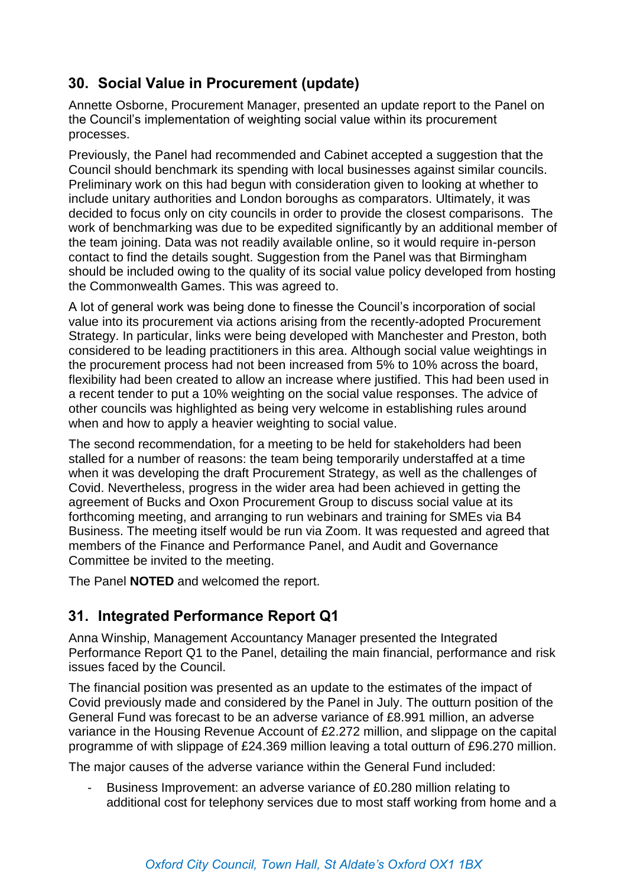## 30. Social Value in Procurement (update)

Annette Osborne, Procurement Manager, presented an update report to the Panel on the Council's implementation of weighting social value within its procurement processes.

Previously, the Panel had recommended and Cabinet accepted a suggestion that the Council should benchmark its spending with local businesses against similar councils. Preliminary work on this had begun with consideration given to looking at whether to include unitary authorities and London boroughs as comparators. Ultimately, it was decided to focus only on city councils in order to provide the closest comparisons. The work of benchmarking was due to be expedited significantly by an additional member of the team joining. Data was not readily available online, so it would require in-person contact to find the details sought. Suggestion from the Panel was that Birmingham should be included owing to the quality of its social value policy developed from hosting the Commonwealth Games. This was agreed to.

A lot of general work was being done to finesse the Council's incorporation of social value into its procurement via actions arising from the recently-adopted Procurement Strategy. In particular, links were being developed with Manchester and Preston, both considered to be leading practitioners in this area. Although social value weightings in the procurement process had not been increased from 5% to 10% across the board, flexibility had been created to allow an increase where justified. This had been used in a recent tender to put a 10% weighting on the social value responses. The advice of other councils was highlighted as being very welcome in establishing rules around when and how to apply a heavier weighting to social value.

The second recommendation, for a meeting to be held for stakeholders had been stalled for a number of reasons: the team being temporarily understaffed at a time when it was developing the draft Procurement Strategy, as well as the challenges of Covid. Nevertheless, progress in the wider area had been achieved in getting the agreement of Bucks and Oxon Procurement Group to discuss social value at its forthcoming meeting, and arranging to run webinars and training for SMEs via B4 Business. The meeting itself would be run via Zoom. It was requested and agreed that members of the Finance and Performance Panel, and Audit and Governance Committee be invited to the meeting.

The Panel **NOTED** and welcomed the report.

## 31. Integrated Performance Report Q1

Anna Winship, Management Accountancy Manager presented the Integrated Performance Report Q1 to the Panel, detailing the main financial, performance and risk issues faced by the Council.

The financial position was presented as an update to the estimates of the impact of Covid previously made and considered by the Panel in July. The outturn position of the General Fund was forecast to be an adverse variance of £8.991 million, an adverse variance in the Housing Revenue Account of £2.272 million, and slippage on the capital programme of with slippage of £24.369 million leaving a total outturn of £96.270 million.

The major causes of the adverse variance within the General Fund included:

- Business Improvement: an adverse variance of £0.280 million relating to additional cost for telephony services due to most staff working from home and a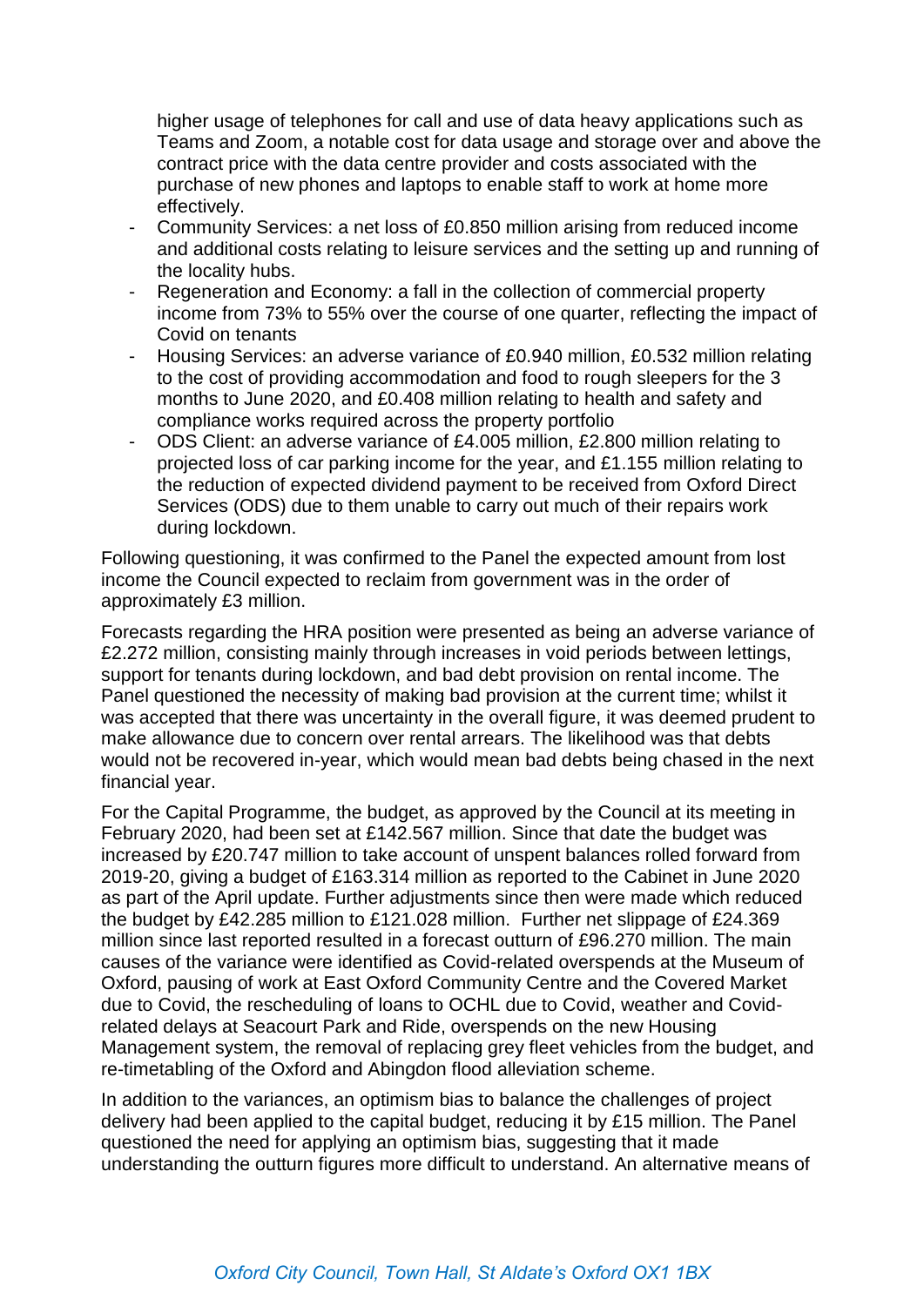higher usage of telephones for call and use of data heavy applications such as Teams and Zoom, a notable cost for data usage and storage over and above the contract price with the data centre provider and costs associated with the purchase of new phones and laptops to enable staff to work at home more effectively.

- Community Services: a net loss of £0.850 million arising from reduced income and additional costs relating to leisure services and the setting up and running of the locality hubs.
- Regeneration and Economy: a fall in the collection of commercial property income from 73% to 55% over the course of one quarter, reflecting the impact of Covid on tenants
- Housing Services: an adverse variance of £0.940 million, £0.532 million relating to the cost of providing accommodation and food to rough sleepers for the 3 months to June 2020, and £0.408 million relating to health and safety and compliance works required across the property portfolio
- ODS Client: an adverse variance of £4.005 million, £2.800 million relating to projected loss of car parking income for the year, and £1.155 million relating to the reduction of expected dividend payment to be received from Oxford Direct Services (ODS) due to them unable to carry out much of their repairs work during lockdown.

Following questioning, it was confirmed to the Panel the expected amount from lost income the Council expected to reclaim from government was in the order of approximately £3 million.

Forecasts regarding the HRA position were presented as being an adverse variance of £2.272 million, consisting mainly through increases in void periods between lettings, support for tenants during lockdown, and bad debt provision on rental income. The Panel questioned the necessity of making bad provision at the current time; whilst it was accepted that there was uncertainty in the overall figure, it was deemed prudent to make allowance due to concern over rental arrears. The likelihood was that debts would not be recovered in-year, which would mean bad debts being chased in the next financial year.

For the Capital Programme, the budget, as approved by the Council at its meeting in February 2020, had been set at £142.567 million. Since that date the budget was increased by £20.747 million to take account of unspent balances rolled forward from 2019-20, giving a budget of £163.314 million as reported to the Cabinet in June 2020 as part of the April update. Further adjustments since then were made which reduced the budget by £42.285 million to £121.028 million. Further net slippage of £24.369 million since last reported resulted in a forecast outturn of £96.270 million. The main causes of the variance were identified as Covid-related overspends at the Museum of Oxford, pausing of work at East Oxford Community Centre and the Covered Market due to Covid, the rescheduling of loans to OCHL due to Covid, weather and Covid-related delays at Seacourt Park and Ride, overspends on the new Housing Management system, the removal of replacing grey fleet vehicles from the budget, and re-timetabling of the Oxford and Abingdon flood alleviation scheme.

In addition to the variances, an optimism bias to balance the challenges of project delivery had been applied to the capital budget, reducing it by £15 million. The Panel questioned the need for applying an optimism bias, suggesting that it made understanding the outturn figures more difficult to understand. An alternative means of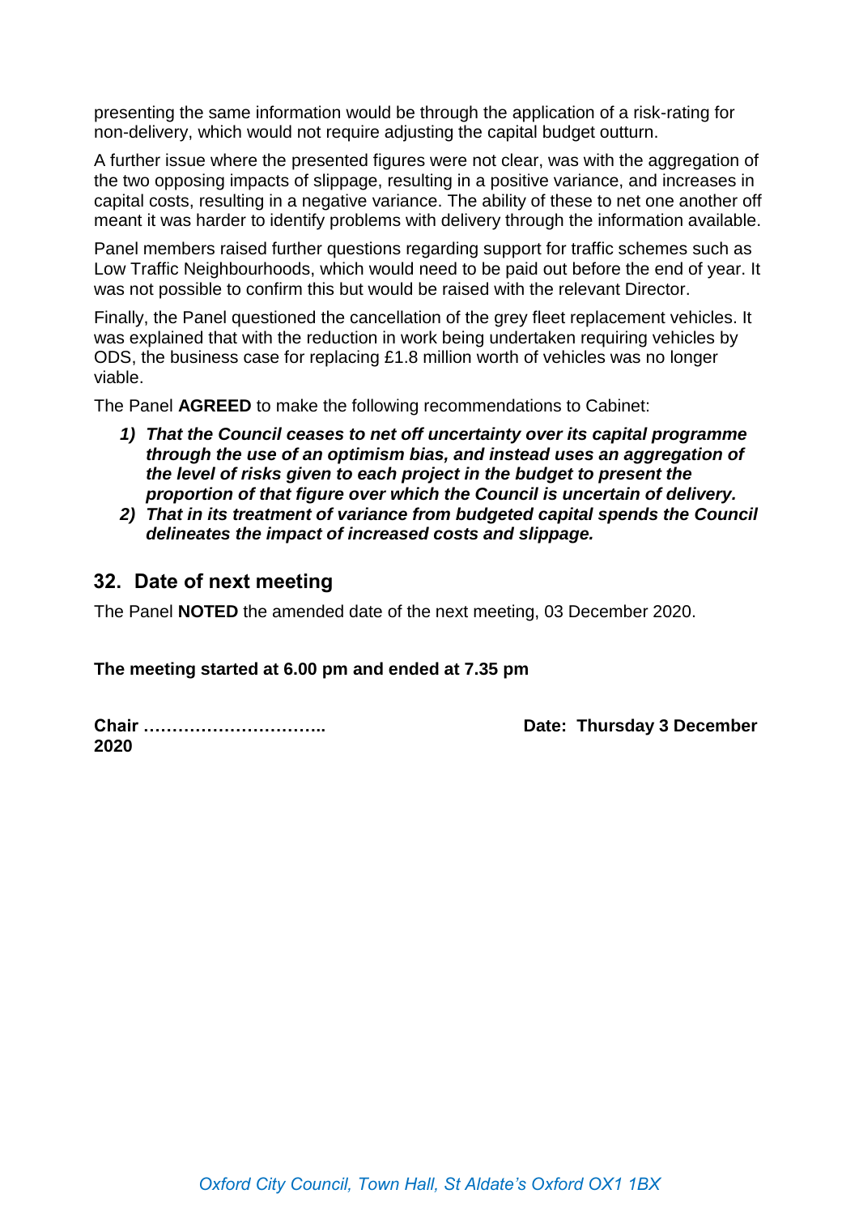presenting the same information would be through the application of a risk-rating for non-delivery, which would not require adjusting the capital budget outturn.

A further issue where the presented figures were not clear, was with the aggregation of the two opposing impacts of slippage, resulting in a positive variance, and increases in capital costs, resulting in a negative variance. The ability of these to net one another off meant it was harder to identify problems with delivery through the information available.

Panel members raised further questions regarding support for traffic schemes such as Low Traffic Neighbourhoods, which would need to be paid out before the end of year. It was not possible to confirm this but would be raised with the relevant Director.

Finally, the Panel questioned the cancellation of the grey fleet replacement vehicles. It was explained that with the reduction in work being undertaken requiring vehicles by ODS, the business case for replacing £1.8 million worth of vehicles was no longer viable.

The Panel **AGREED** to make the following recommendations to Cabinet:

1) ***That the Council ceases to net off uncertainty over its capital programme through the use of an optimism bias, and instead uses an aggregation of the level of risks given to each project in the budget to present the proportion of that figure over which the Council is uncertain of delivery.***
2) ***That in its treatment of variance from budgeted capital spends the Council delineates the impact of increased costs and slippage.***

## 32. Date of next meeting

The Panel **NOTED** the amended date of the next meeting, 03 December 2020.

**The meeting started at 6.00 pm and ended at 7.35 pm**

**Chair …………………………..** **Date: Thursday 3 December 2020**